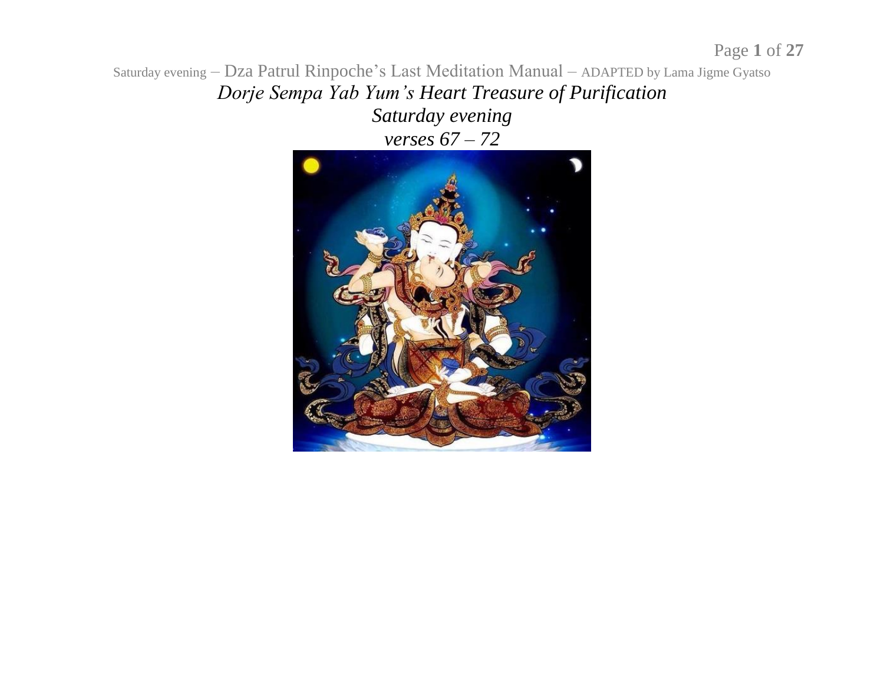# *Dorje Sempa Yab Yum's Heart Treasure of Purification*

## *Saturday evening*

### *verses 67 – 72*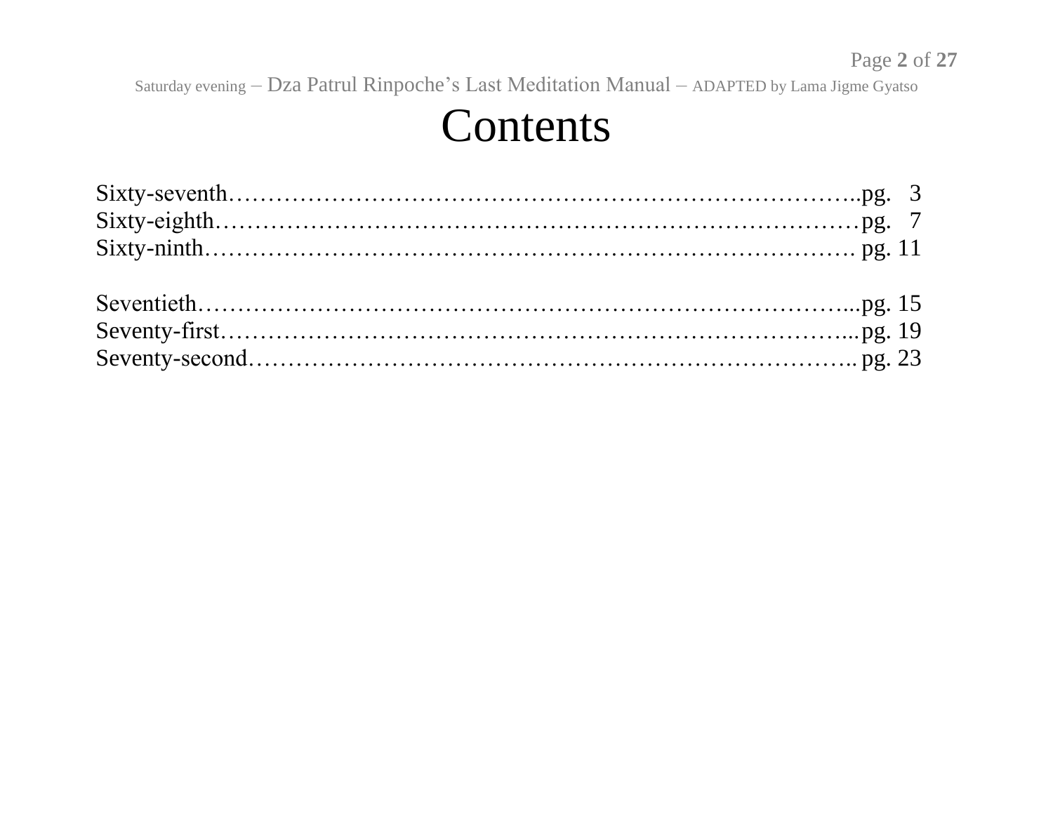# Contents

Sixty-seventh……………………………………………………………………..pg. 3
Sixty-eighth………………………………………………………………………pg. 7
Sixty-ninth………………………………………………………………………. pg. 11

Seventieth………………………………………………………………………...pg. 15
Seventy-first……………………………………………………………………...pg. 19
Seventy-second………………………………………………………………….. pg. 23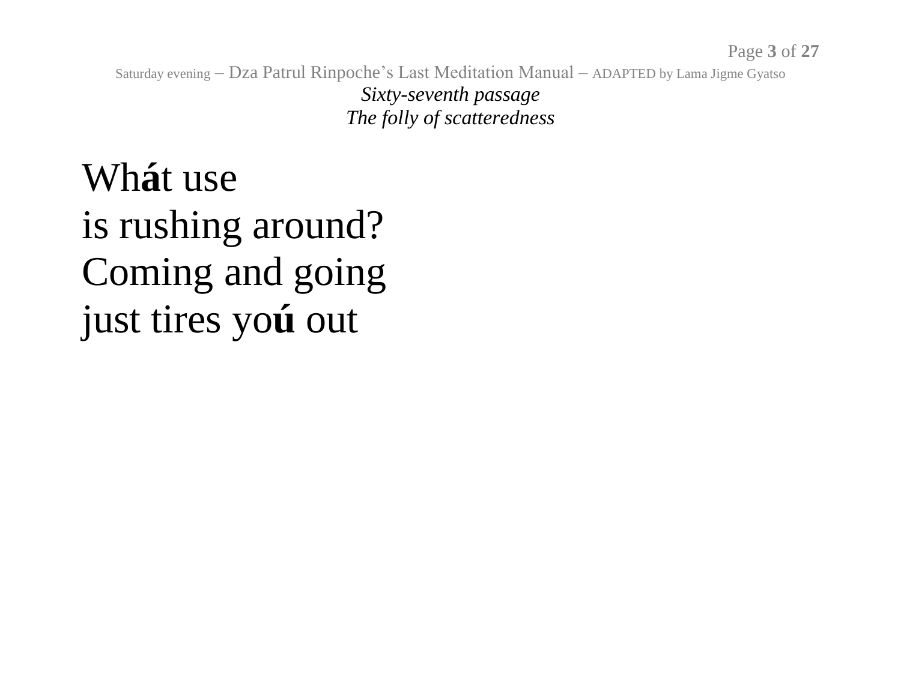*Sixty-seventh passage*
*The folly of scatteredness*

Wh**á**t use
is rushing around?
Coming and going
just tires yo**ú** out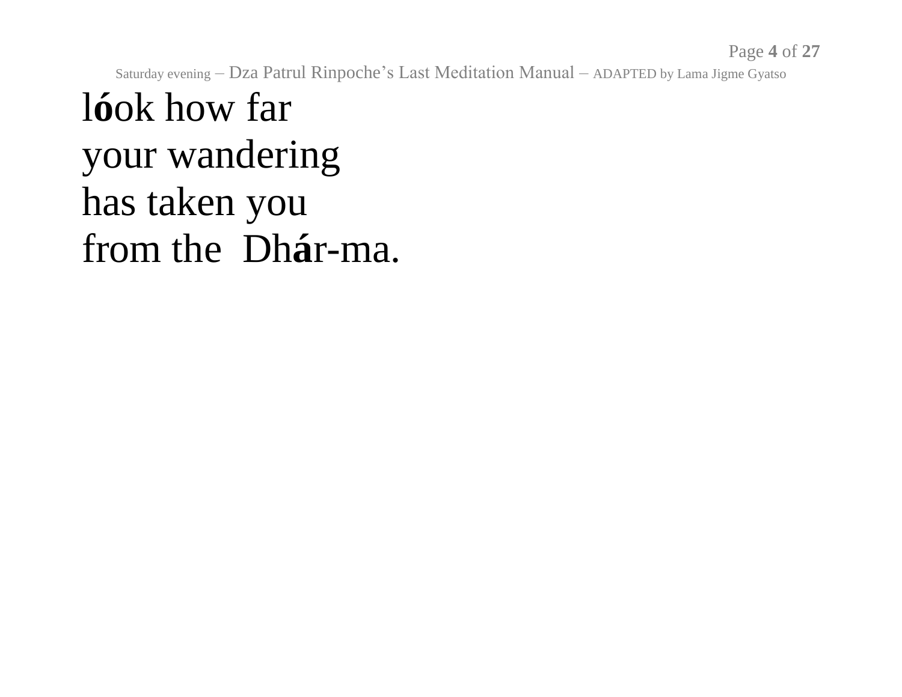l**ó**ok how far
your wandering
has taken you
from the  Dh**á**r-ma.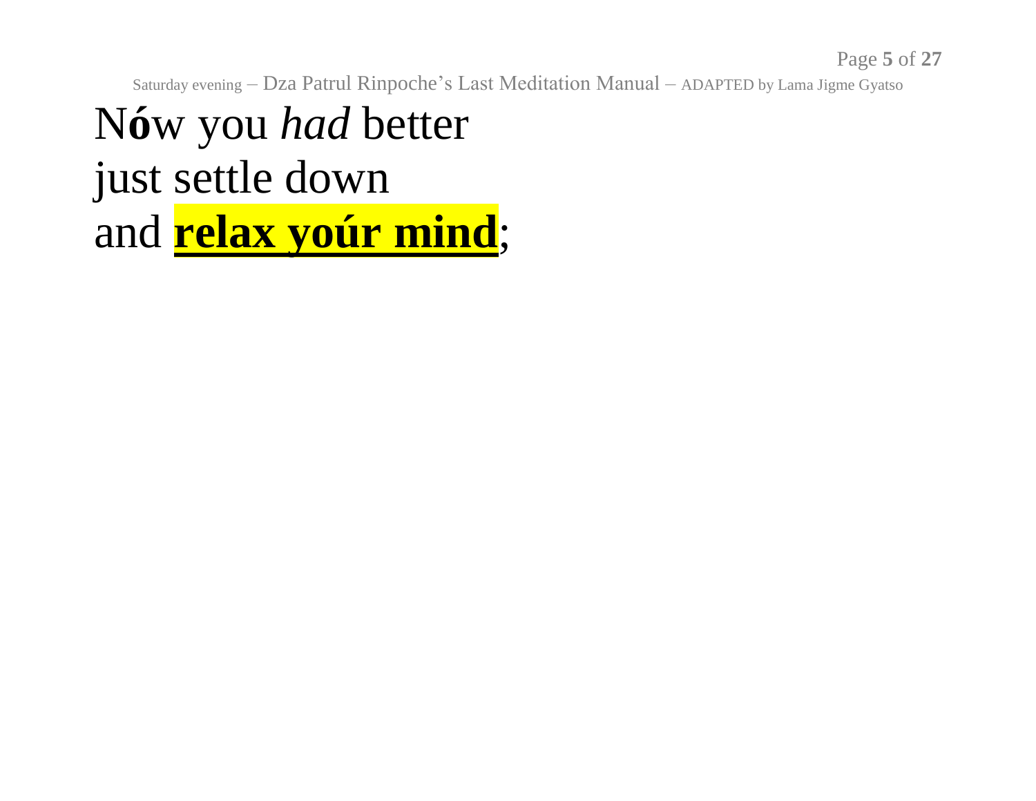N**ó**w you *had* better  
just settle down  
and **<u>relax yoúr mind</u>**;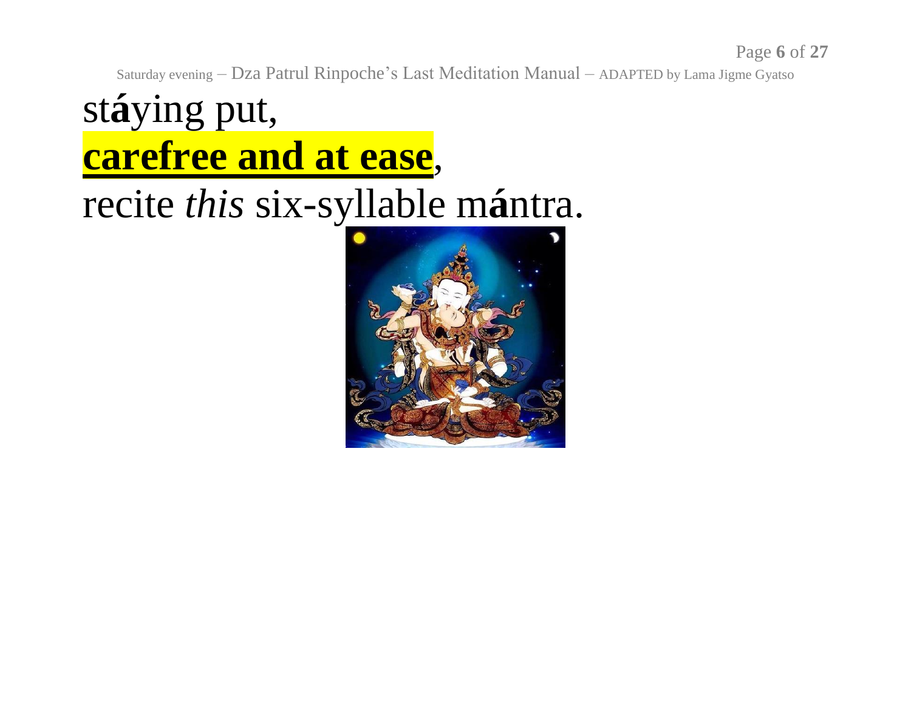st**á**ying put,

**carefree and at ease**,

recite *this* six-syllable m**á**ntra.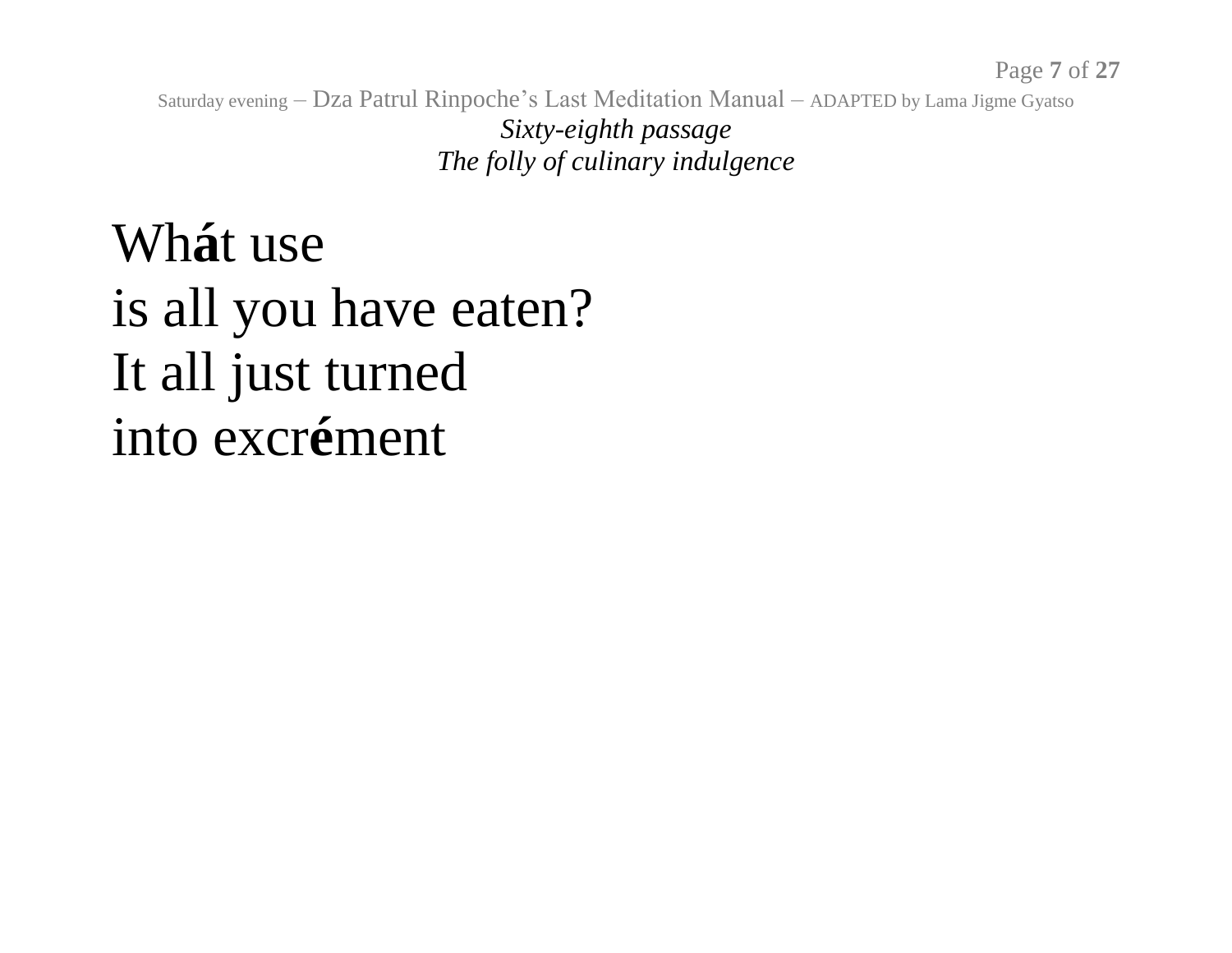*Sixty-eighth passage*
*The folly of culinary indulgence*

Wh**á**t use
is all you have eaten?
It all just turned
into excr**é**ment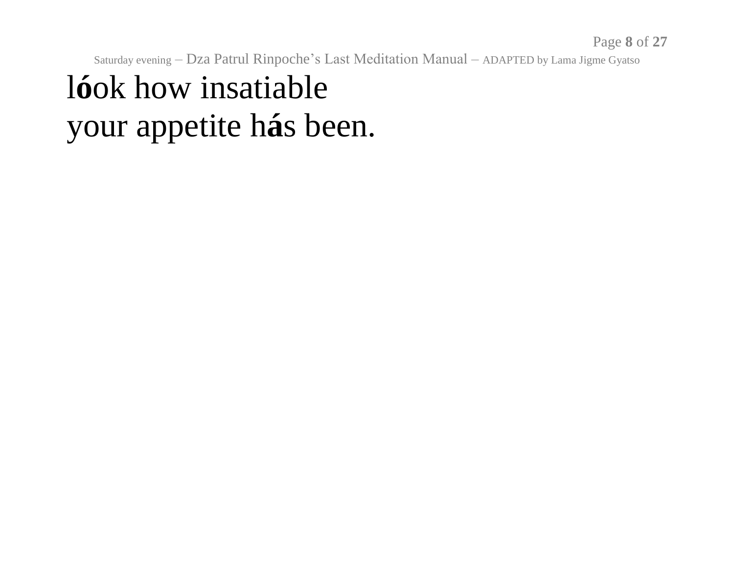l**ó**ok how insatiable
your appetite h**á**s been.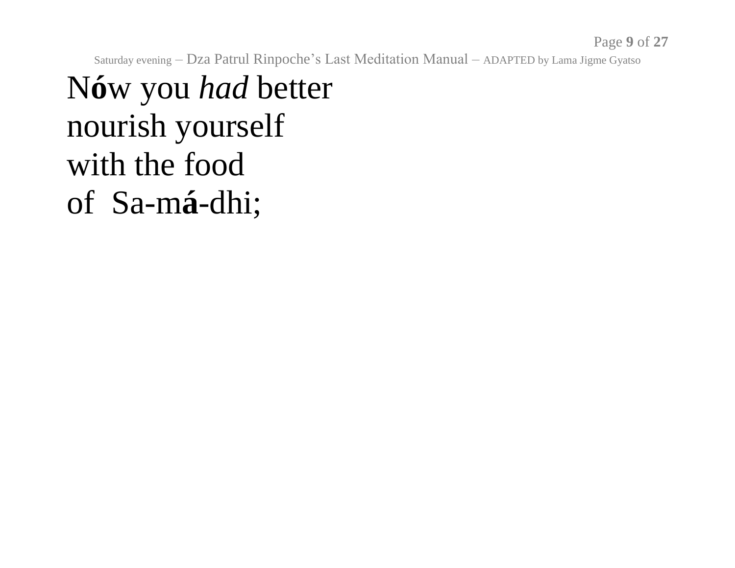N**ó**w you *had* better
nourish yourself
with the food
of  Sa-m**á**-dhi;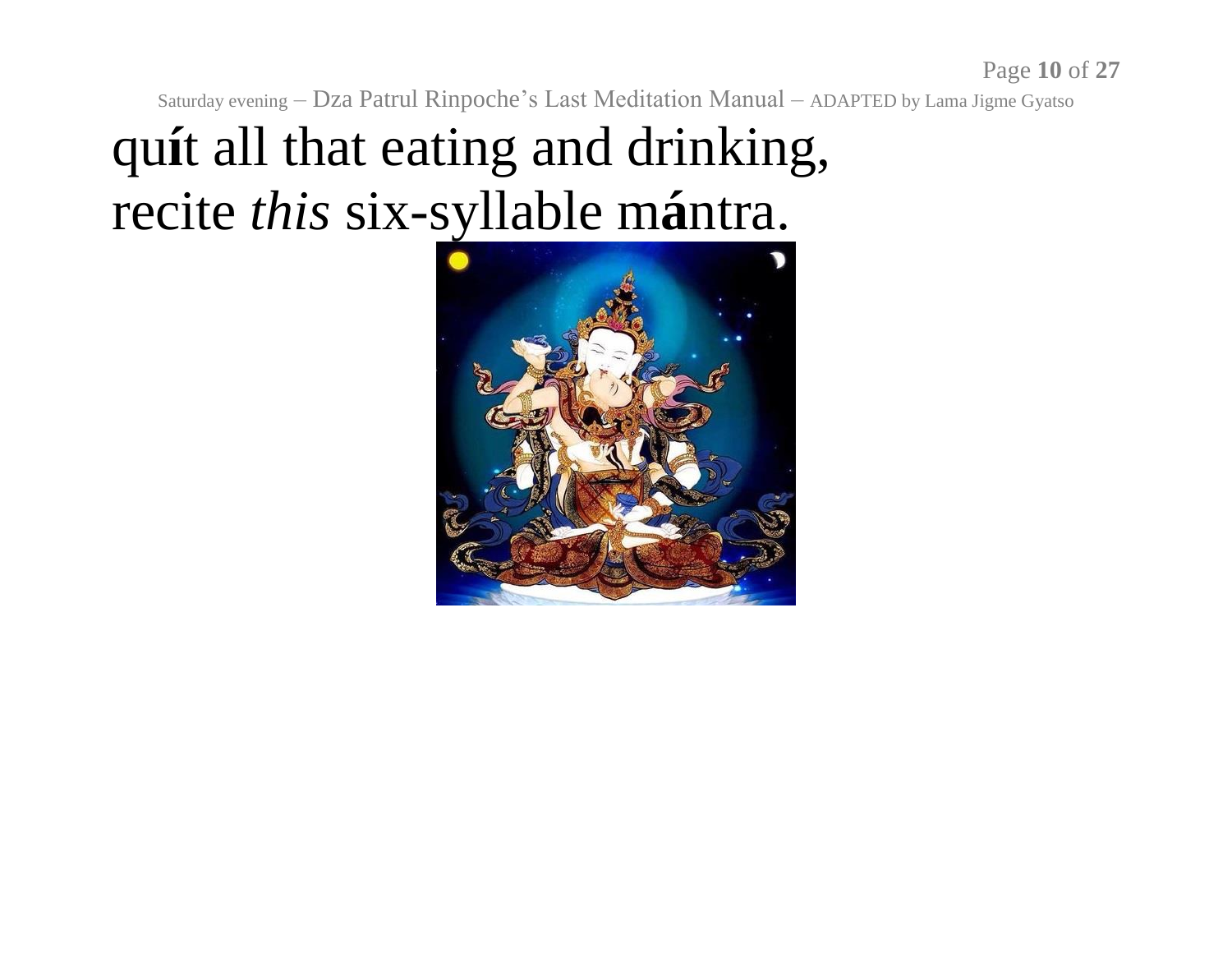qu**í**t all that eating and drinking,
recite *this* six-syllable m**á**ntra.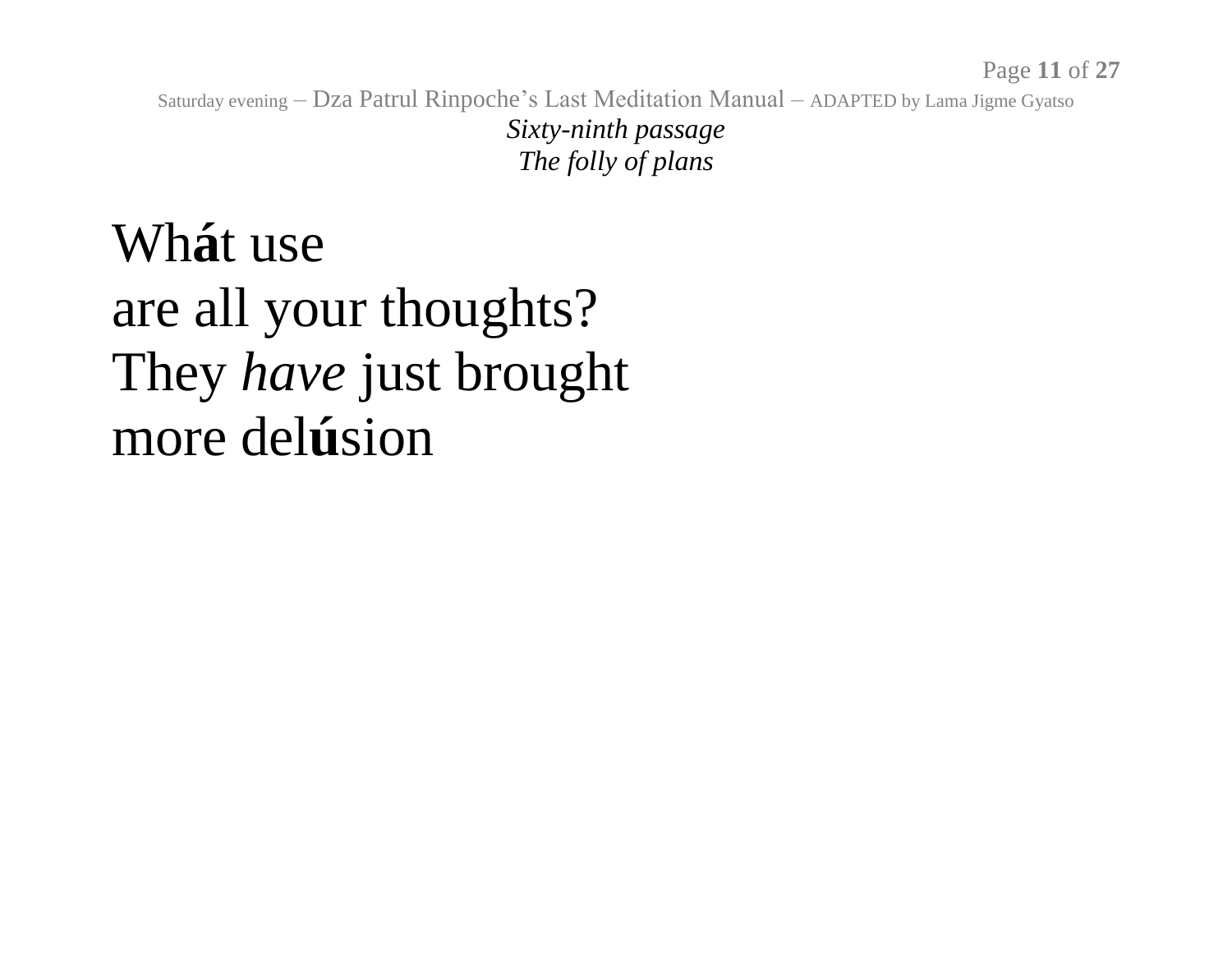*Sixty-ninth passage*
*The folly of plans*

Wh**á**t use
are all your thoughts?
They *have* just brought
more del**ú**sion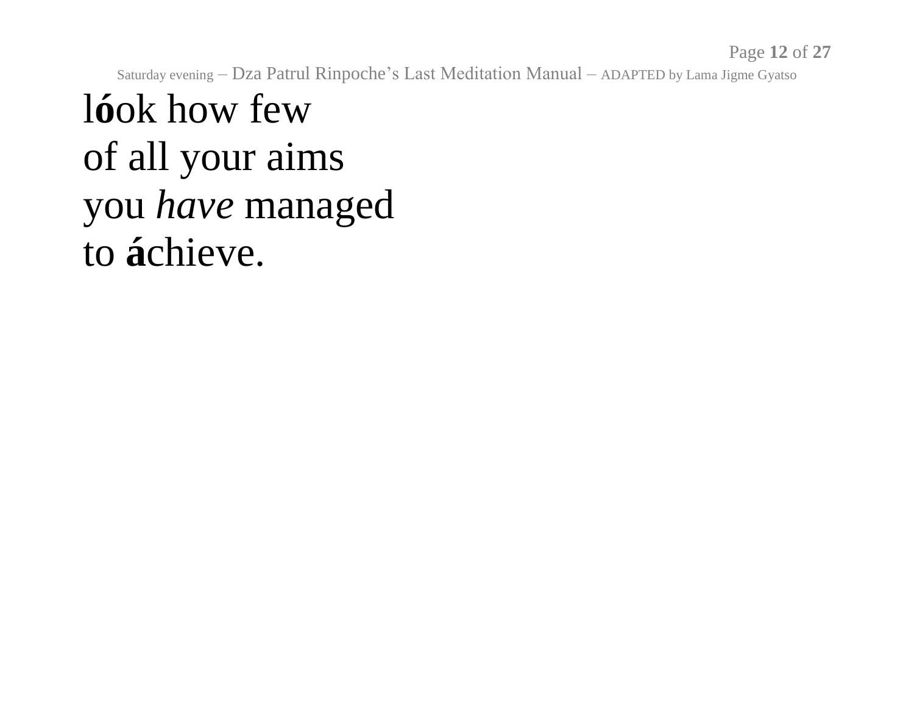l**ó**ok how few
of all your aims
you *have* managed
to **á**chieve.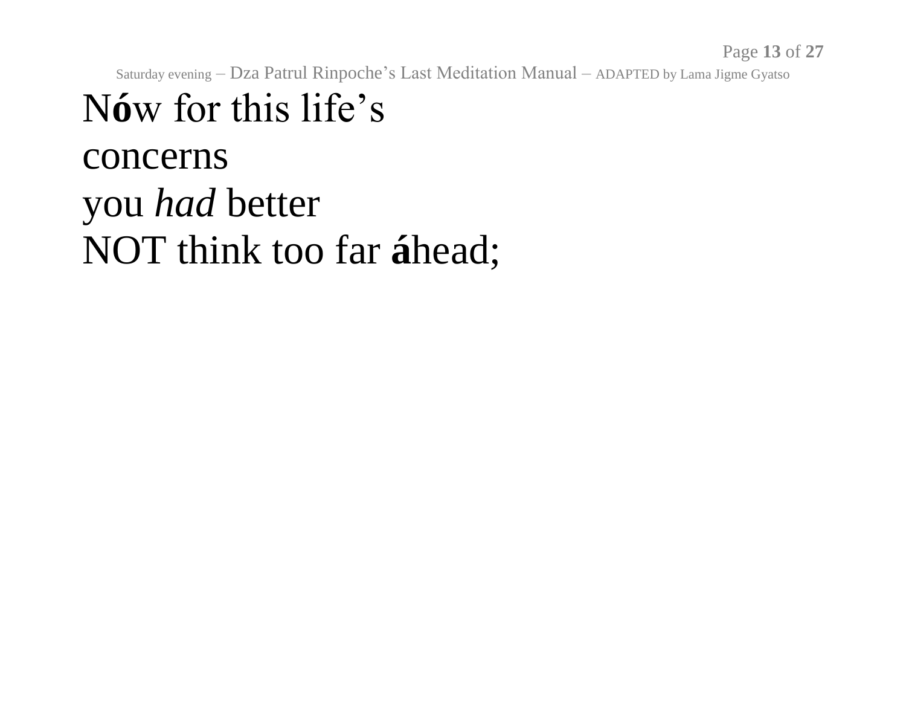N**ó**w for this life's
concerns
you *had* better
NOT think too far **á**head;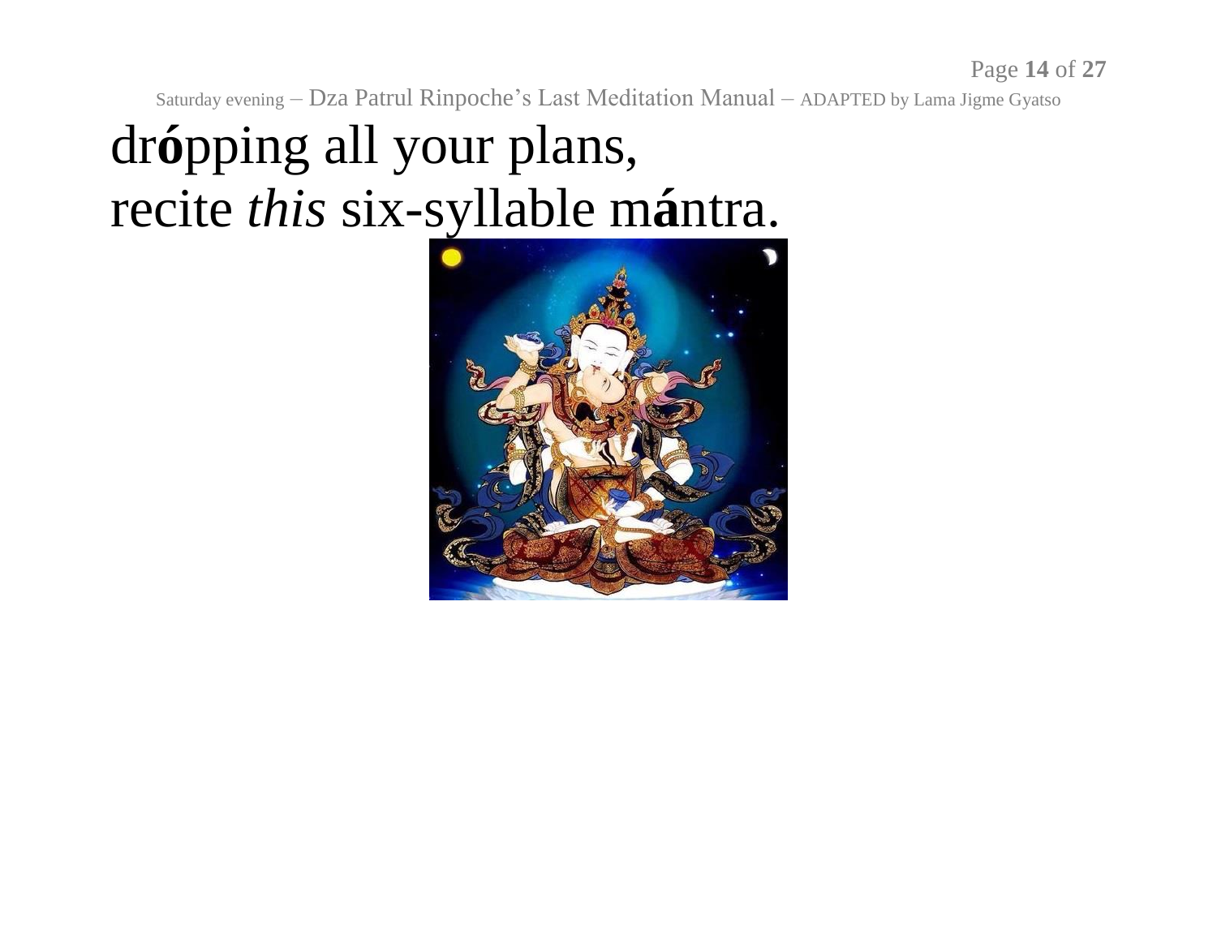dr**ó**pping all your plans,
recite *this* six-syllable m**á**ntra.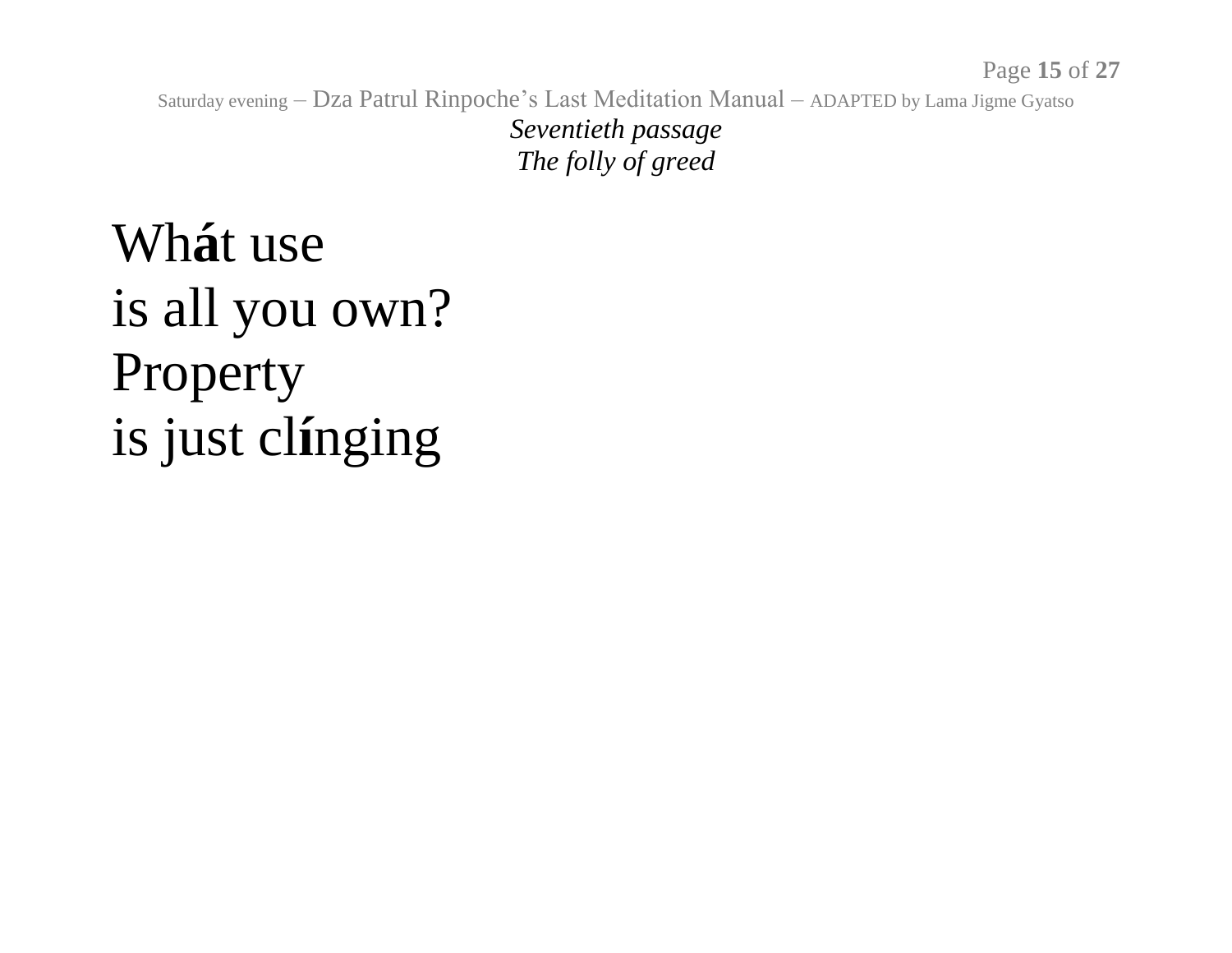*Seventieth passage*
*The folly of greed*

Wh**á**t use
is all you own?
Property
is just cl**í**nging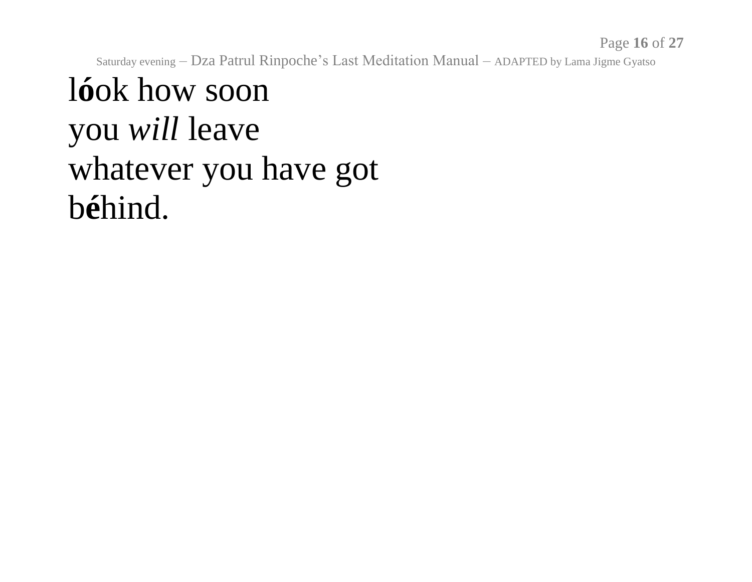l**ó**ok how soon
you *will* leave
whatever you have got
b**é**hind.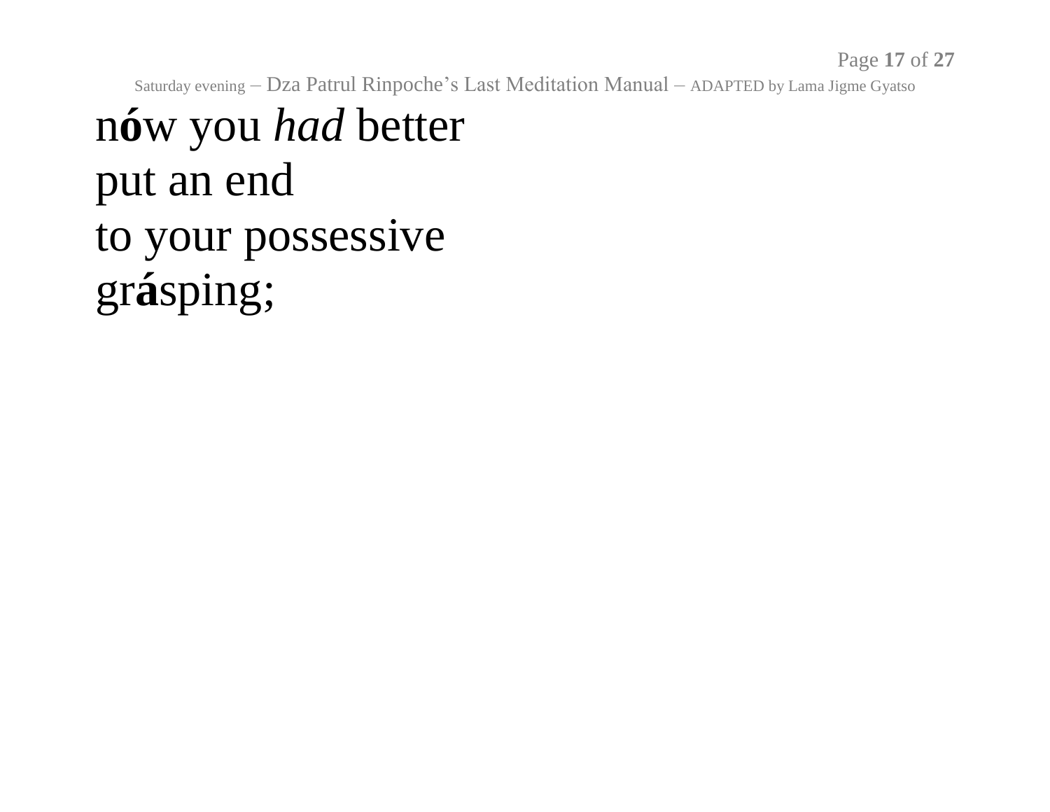n**ó**w you *had* better
put an end
to your possessive
gr**á**sping;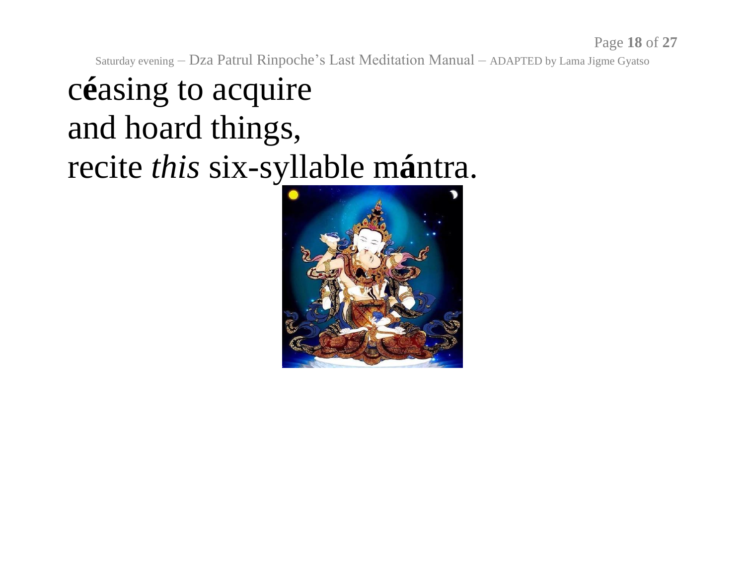c**é**asing to acquire
and hoard things,
recite *this* six-syllable m**á**ntra.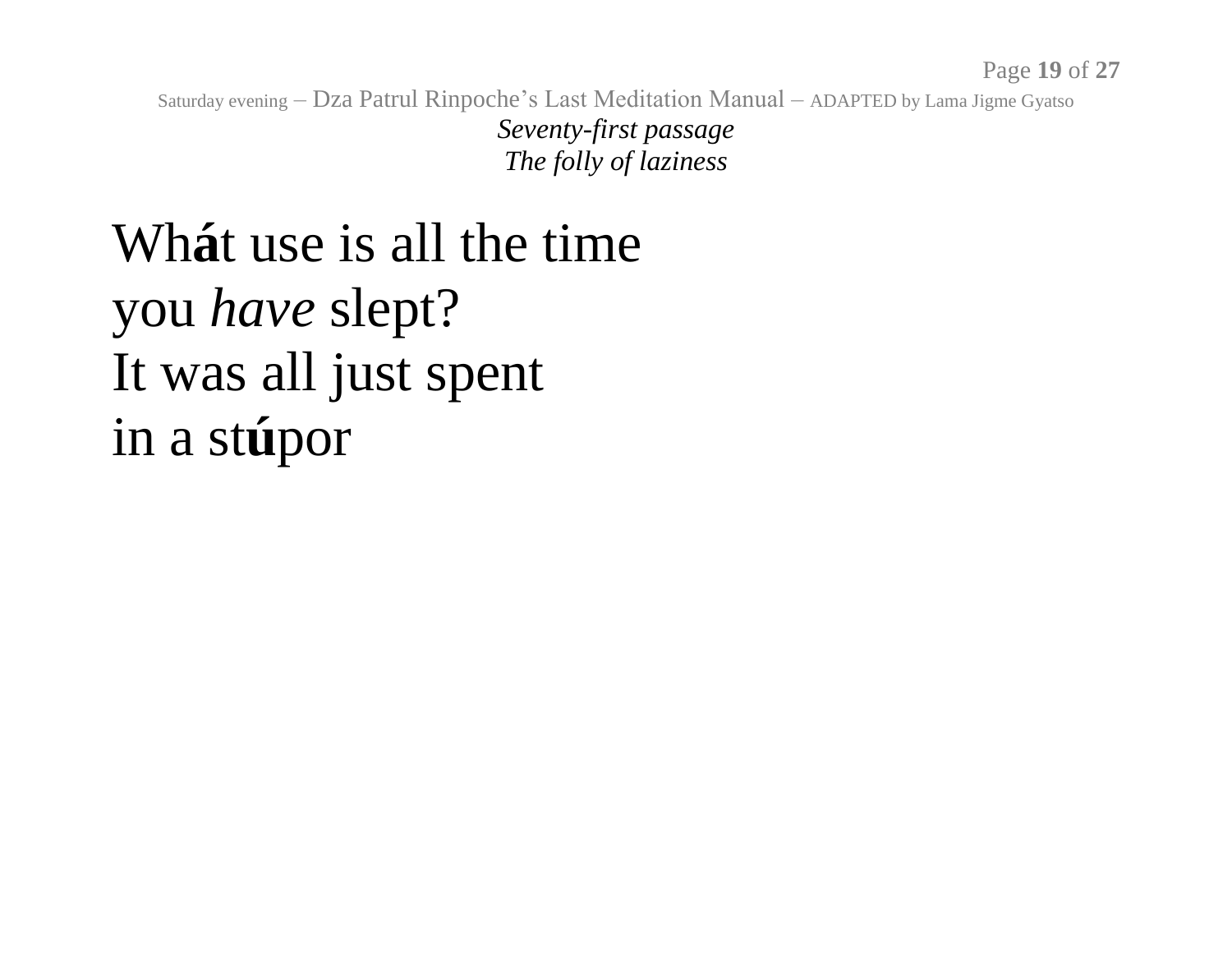*Seventy-first passage*
*The folly of laziness*

Wh**á**t use is all the time
you *have* slept?
It was all just spent
in a st**ú**por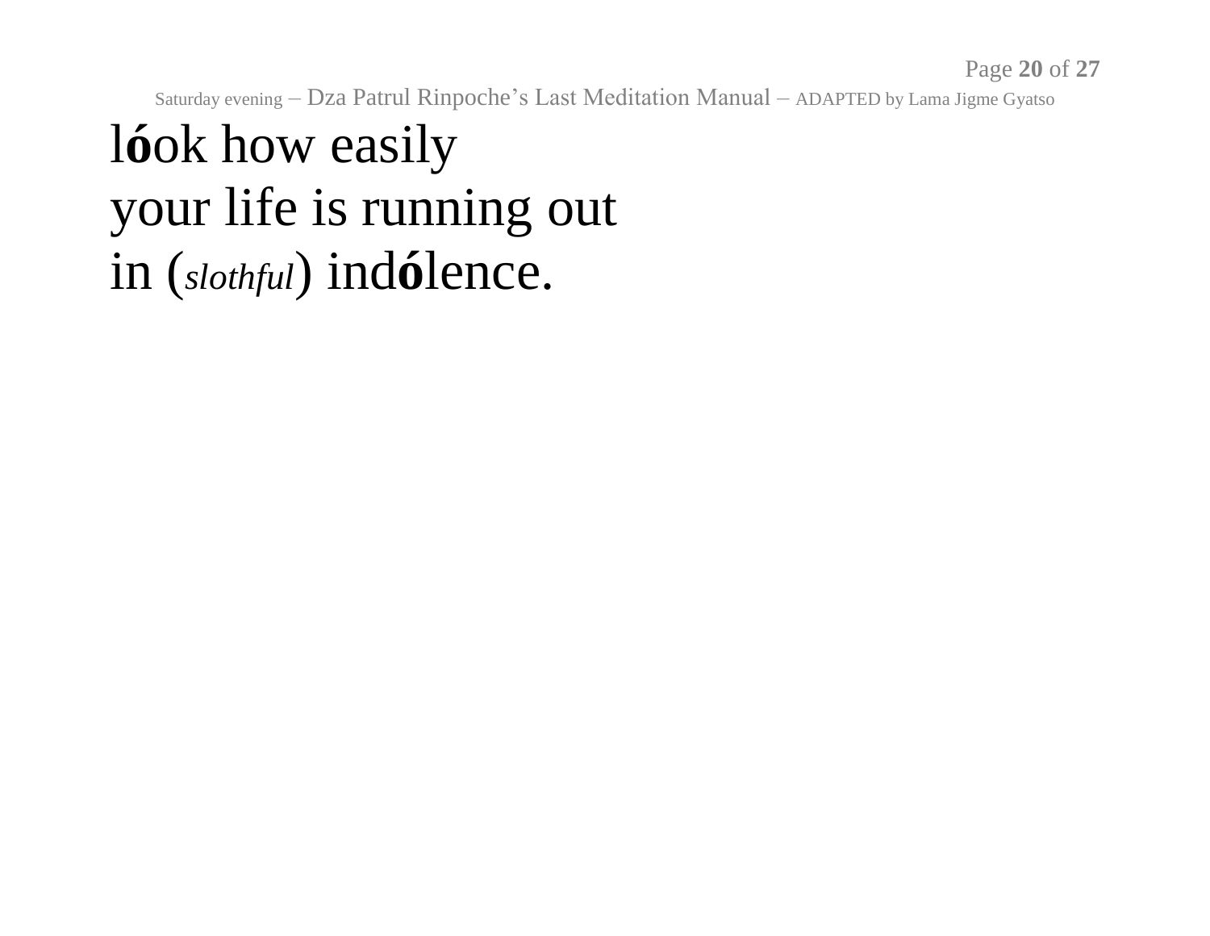l**ó**ok how easily
your life is running out
in (*slothful*) ind**ó**lence.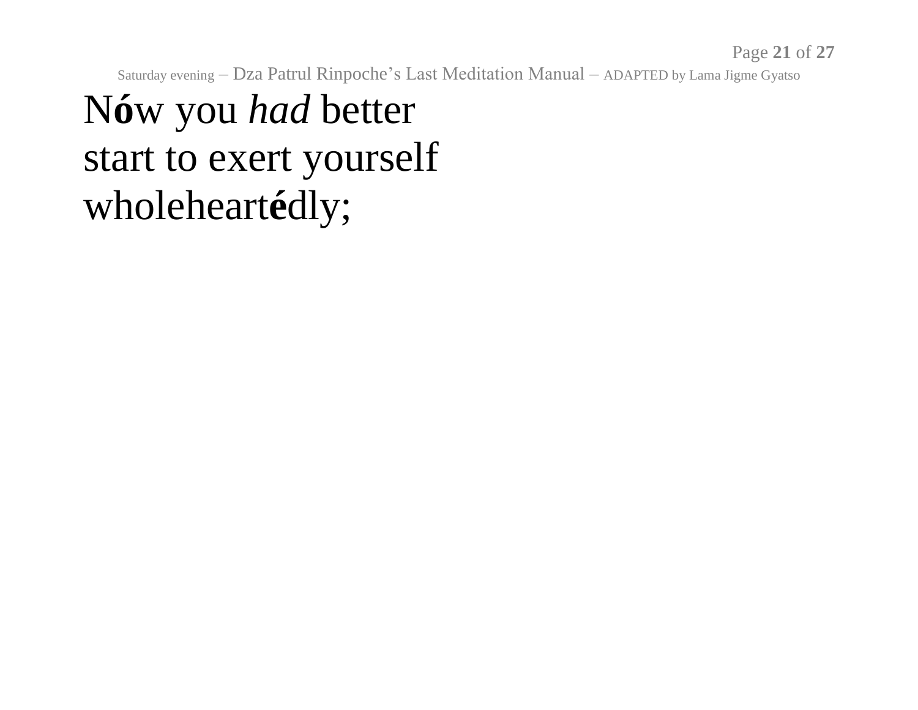N**ó**w you *had* better
start to exert yourself
wholeheart**é**dly;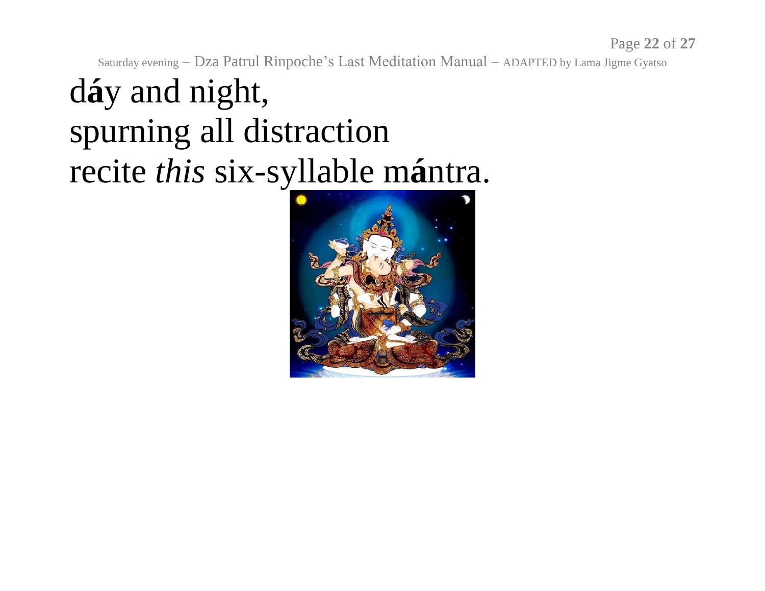d**á**y and night,
spurning all distraction
recite *this* six-syllable m**á**ntra.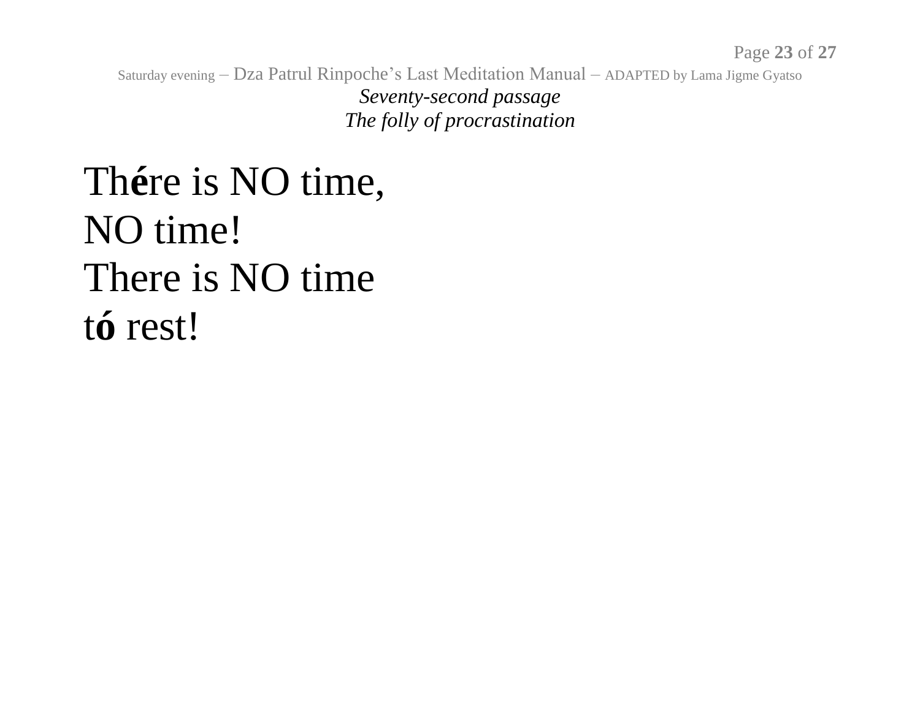*Seventy-second passage*
*The folly of procrastination*

Th**é**re is NO time,
NO time!
There is NO time
t**ó** rest!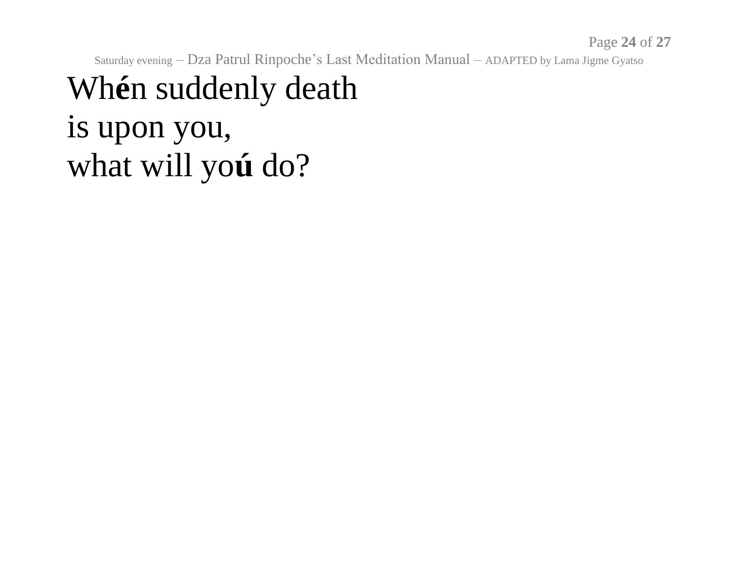Wh**é**n suddenly death
is upon you,
what will yo**ú** do?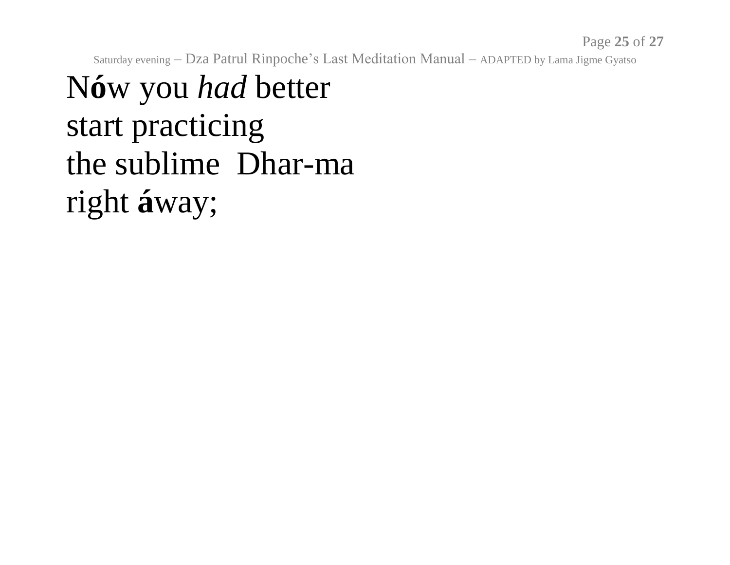N**ó**w you *had* better
start practicing
the sublime  Dhar-ma
right **á**way;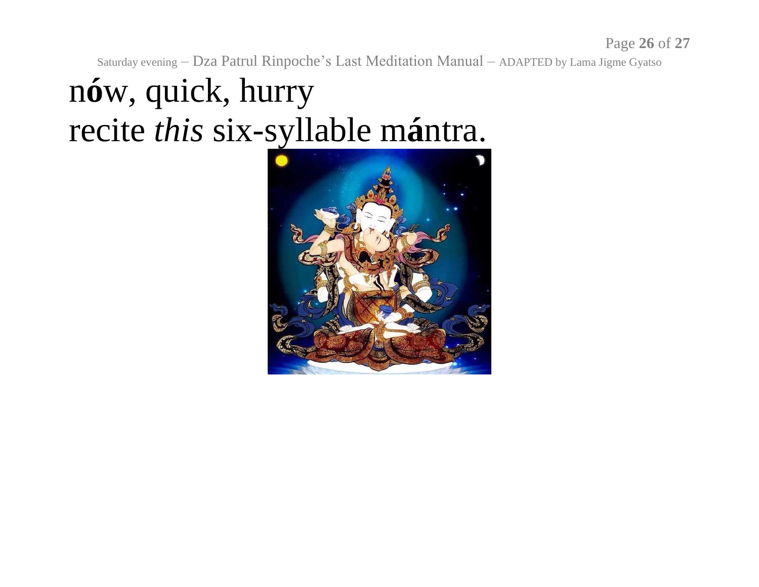n**ó**w, quick, hurry
recite *this* six-syllable m**á**ntra.